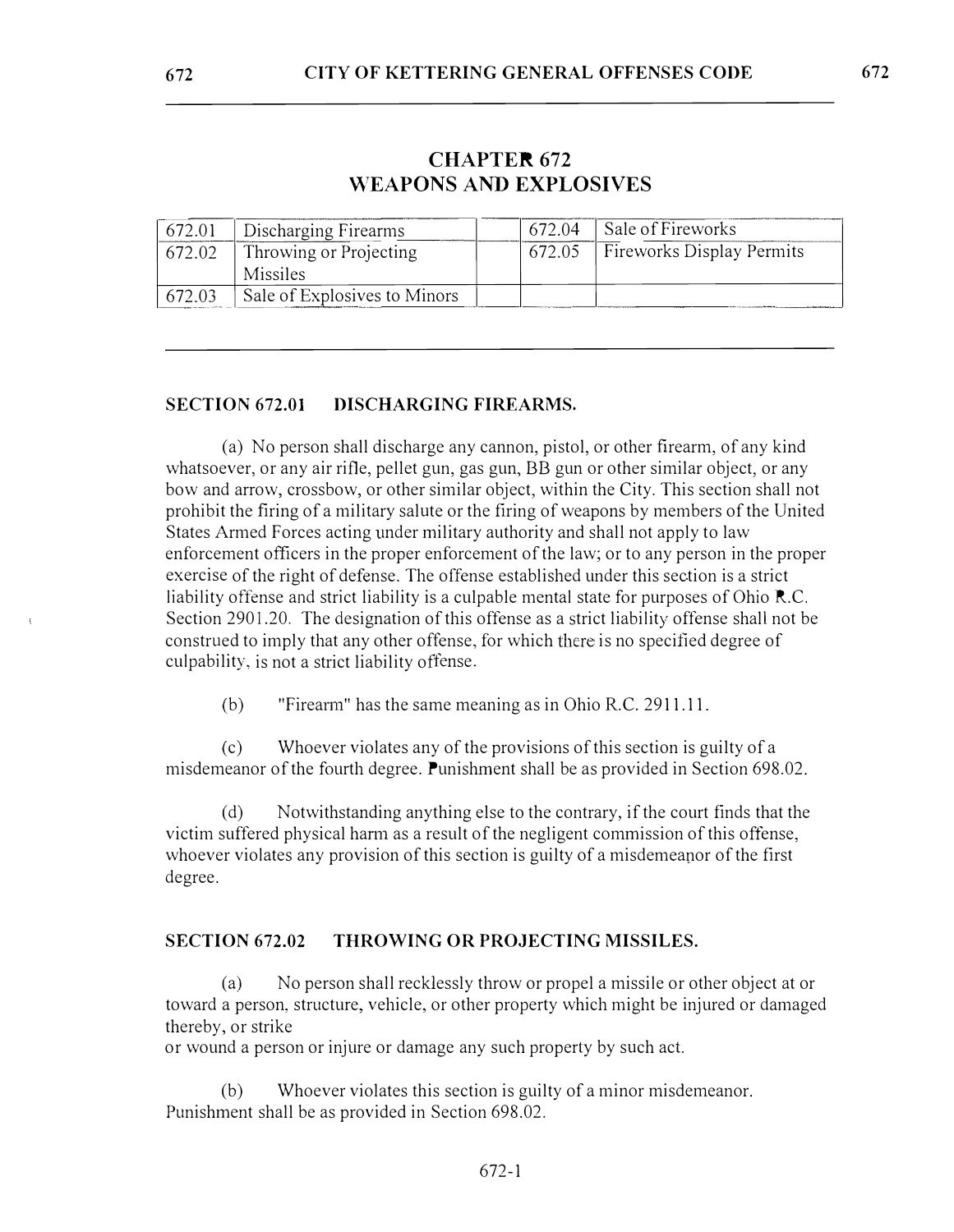# CHAPTER 672
# WEAPONS AND EXPLOSIVES

| | | | | |
|---|---|---|---|---|
| 672.01 | Discharging Firearms | | 672.04 | Sale of Fireworks |
| 672.02 | Throwing or Projecting Missiles | | 672.05 | Fireworks Display Permits |
| 672.03 | Sale of Explosives to Minors | | | |

---

### SECTION 672.01 DISCHARGING FIREARMS.

(a) No person shall discharge any cannon, pistol, or other firearm, of any kind whatsoever, or any air rifle, pellet gun, gas gun, BB gun or other similar object, or any bow and arrow, crossbow, or other similar object, within the City. This section shall not prohibit the firing of a military salute or the firing of weapons by members of the United States Armed Forces acting under military authority and shall not apply to law enforcement officers in the proper enforcement of the law; or to any person in the proper exercise of the right of defense. The offense established under this section is a strict liability offense and strict liability is a culpable mental state for purposes of Ohio R.C. Section 2901.20. The designation of this offense as a strict liability offense shall not be construed to imply that any other offense, for which there is no specified degree of culpability, is not a strict liability offense.

(b) "Firearm" has the same meaning as in Ohio R.C. 2911.11.

(c) Whoever violates any of the provisions of this section is guilty of a misdemeanor of the fourth degree. Punishment shall be as provided in Section 698.02.

(d) Notwithstanding anything else to the contrary, if the court finds that the victim suffered physical harm as a result of the negligent commission of this offense, whoever violates any provision of this section is guilty of a misdemeanor of the first degree.

### SECTION 672.02 THROWING OR PROJECTING MISSILES.

(a) No person shall recklessly throw or propel a missile or other object at or toward a person, structure, vehicle, or other property which might be injured or damaged thereby, or strike or wound a person or injure or damage any such property by such act.

(b) Whoever violates this section is guilty of a minor misdemeanor. Punishment shall be as provided in Section 698.02.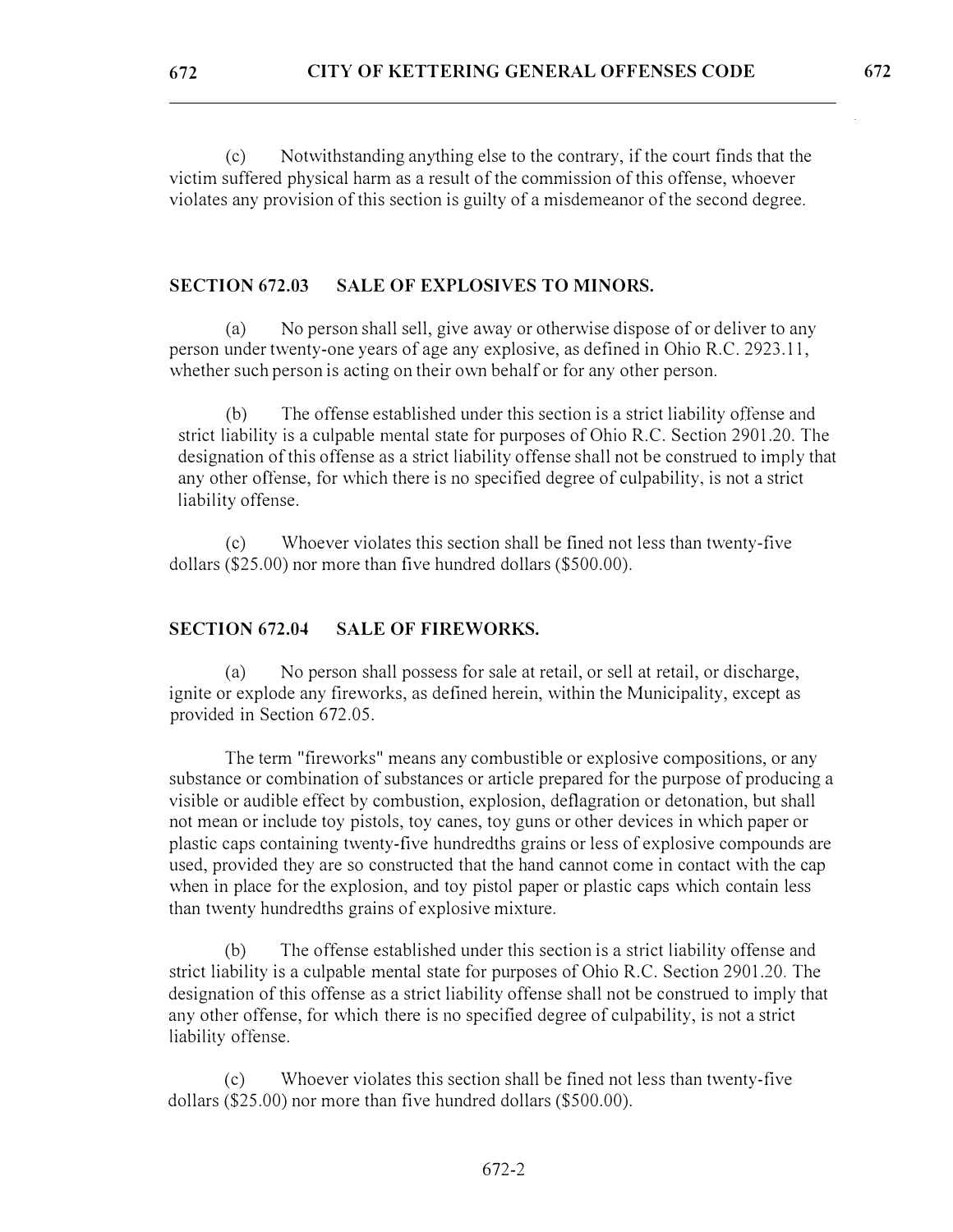(c) Notwithstanding anything else to the contrary, if the court finds that the victim suffered physical harm as a result of the commission of this offense, whoever violates any provision of this section is guilty of a misdemeanor of the second degree.

## SECTION 672.03 SALE OF EXPLOSIVES TO MINORS.

(a) No person shall sell, give away or otherwise dispose of or deliver to any person under twenty-one years of age any explosive, as defined in Ohio R.C. 2923.11, whether such person is acting on their own behalf or for any other person.

(b) The offense established under this section is a strict liability offense and strict liability is a culpable mental state for purposes of Ohio R.C. Section 2901.20. The designation of this offense as a strict liability offense shall not be construed to imply that any other offense, for which there is no specified degree of culpability, is not a strict liability offense.

(c) Whoever violates this section shall be fined not less than twenty-five dollars ($25.00) nor more than five hundred dollars ($500.00).

## SECTION 672.04 SALE OF FIREWORKS.

(a) No person shall possess for sale at retail, or sell at retail, or discharge, ignite or explode any fireworks, as defined herein, within the Municipality, except as provided in Section 672.05.

The term "fireworks" means any combustible or explosive compositions, or any substance or combination of substances or article prepared for the purpose of producing a visible or audible effect by combustion, explosion, deflagration or detonation, but shall not mean or include toy pistols, toy canes, toy guns or other devices in which paper or plastic caps containing twenty-five hundredths grains or less of explosive compounds are used, provided they are so constructed that the hand cannot come in contact with the cap when in place for the explosion, and toy pistol paper or plastic caps which contain less than twenty hundredths grains of explosive mixture.

(b) The offense established under this section is a strict liability offense and strict liability is a culpable mental state for purposes of Ohio R.C. Section 2901.20. The designation of this offense as a strict liability offense shall not be construed to imply that any other offense, for which there is no specified degree of culpability, is not a strict liability offense.

(c) Whoever violates this section shall be fined not less than twenty-five dollars ($25.00) nor more than five hundred dollars ($500.00).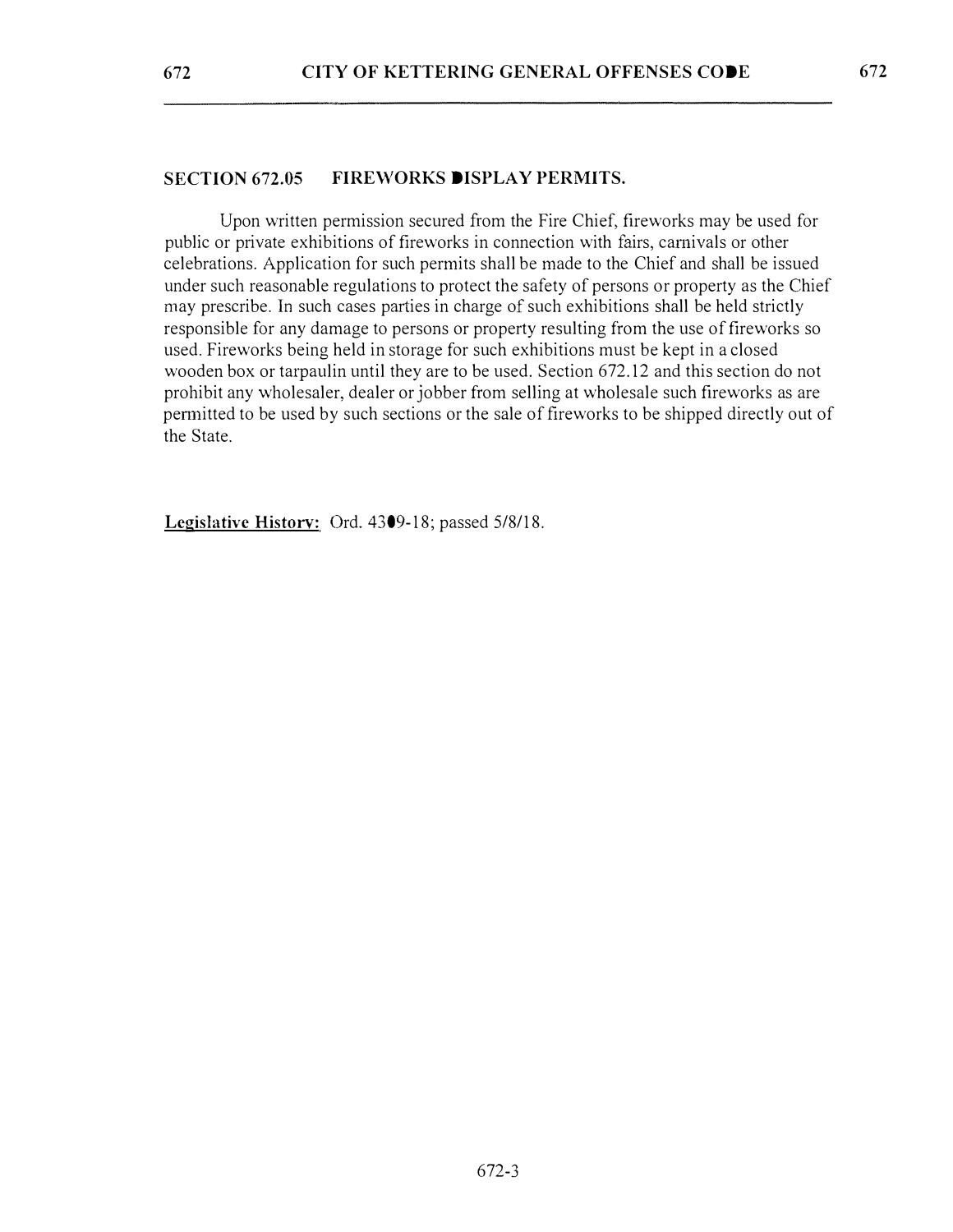## SECTION 672.05 FIREWORKS DISPLAY PERMITS.

Upon written permission secured from the Fire Chief, fireworks may be used for public or private exhibitions of fireworks in connection with fairs, carnivals or other celebrations. Application for such permits shall be made to the Chief and shall be issued under such reasonable regulations to protect the safety of persons or property as the Chief may prescribe. In such cases parties in charge of such exhibitions shall be held strictly responsible for any damage to persons or property resulting from the use of fireworks so used. Fireworks being held in storage for such exhibitions must be kept in a closed wooden box or tarpaulin until they are to be used. Section 672.12 and this section do not prohibit any wholesaler, dealer or jobber from selling at wholesale such fireworks as are permitted to be used by such sections or the sale of fireworks to be shipped directly out of the State.

**Legislative History:** Ord. 4309-18; passed 5/8/18.